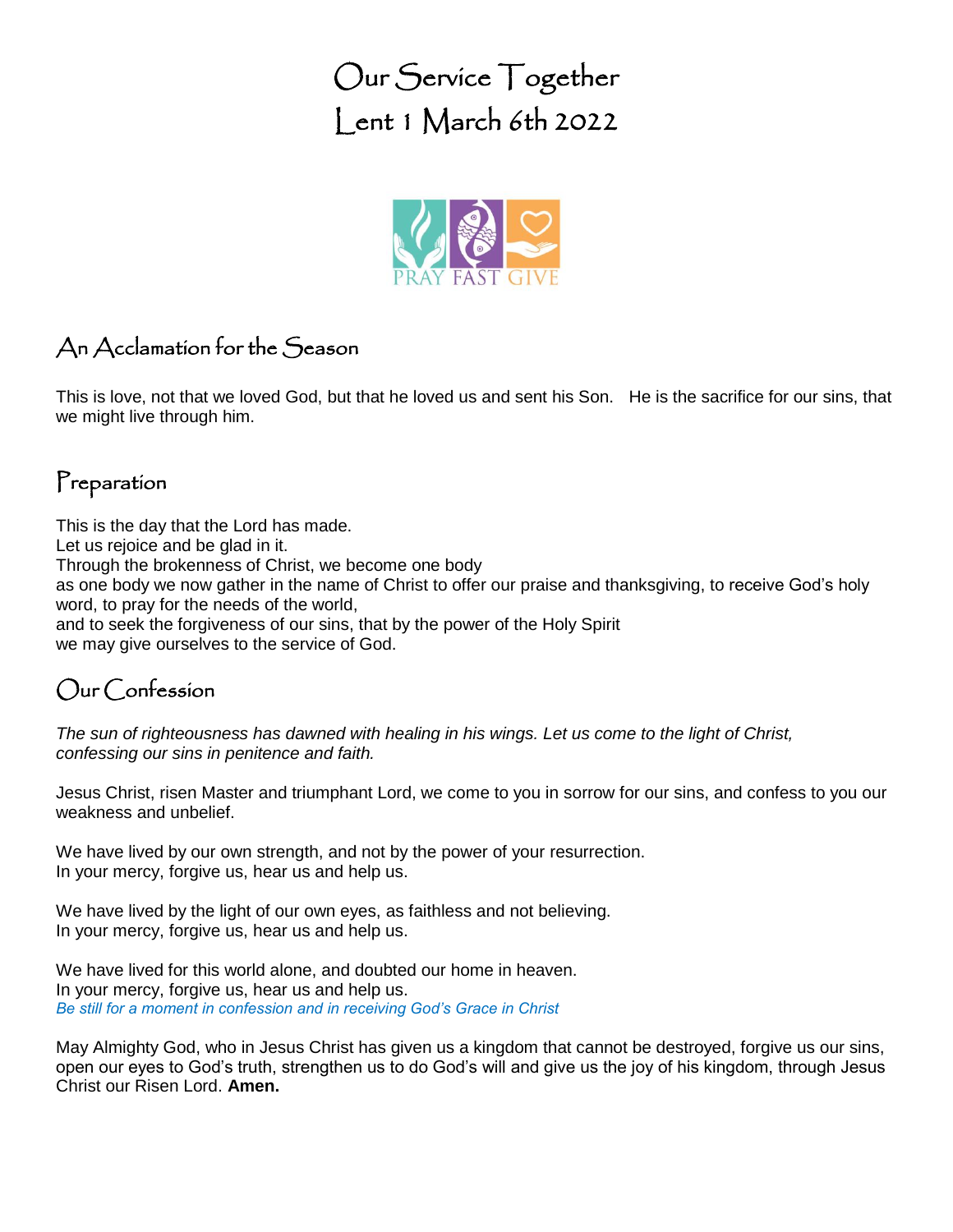# Our Service Together
# Lent 1 March 6th 2022

## An Acclamation for the Season

This is love, not that we loved God, but that he loved us and sent his Son. He is the sacrifice for our sins, that we might live through him.

## Preparation

This is the day that the Lord has made.
Let us rejoice and be glad in it.
Through the brokenness of Christ, we become one body
as one body we now gather in the name of Christ to offer our praise and thanksgiving, to receive God's holy word, to pray for the needs of the world,
and to seek the forgiveness of our sins, that by the power of the Holy Spirit
we may give ourselves to the service of God.

## Our Confession

*The sun of righteousness has dawned with healing in his wings. Let us come to the light of Christ, confessing our sins in penitence and faith.*

Jesus Christ, risen Master and triumphant Lord, we come to you in sorrow for our sins, and confess to you our weakness and unbelief.

We have lived by our own strength, and not by the power of your resurrection.
In your mercy, forgive us, hear us and help us.

We have lived by the light of our own eyes, as faithless and not believing.
In your mercy, forgive us, hear us and help us.

We have lived for this world alone, and doubted our home in heaven.
In your mercy, forgive us, hear us and help us.
*Be still for a moment in confession and in receiving God's Grace in Christ*

May Almighty God, who in Jesus Christ has given us a kingdom that cannot be destroyed, forgive us our sins, open our eyes to God's truth, strengthen us to do God's will and give us the joy of his kingdom, through Jesus Christ our Risen Lord. **Amen.**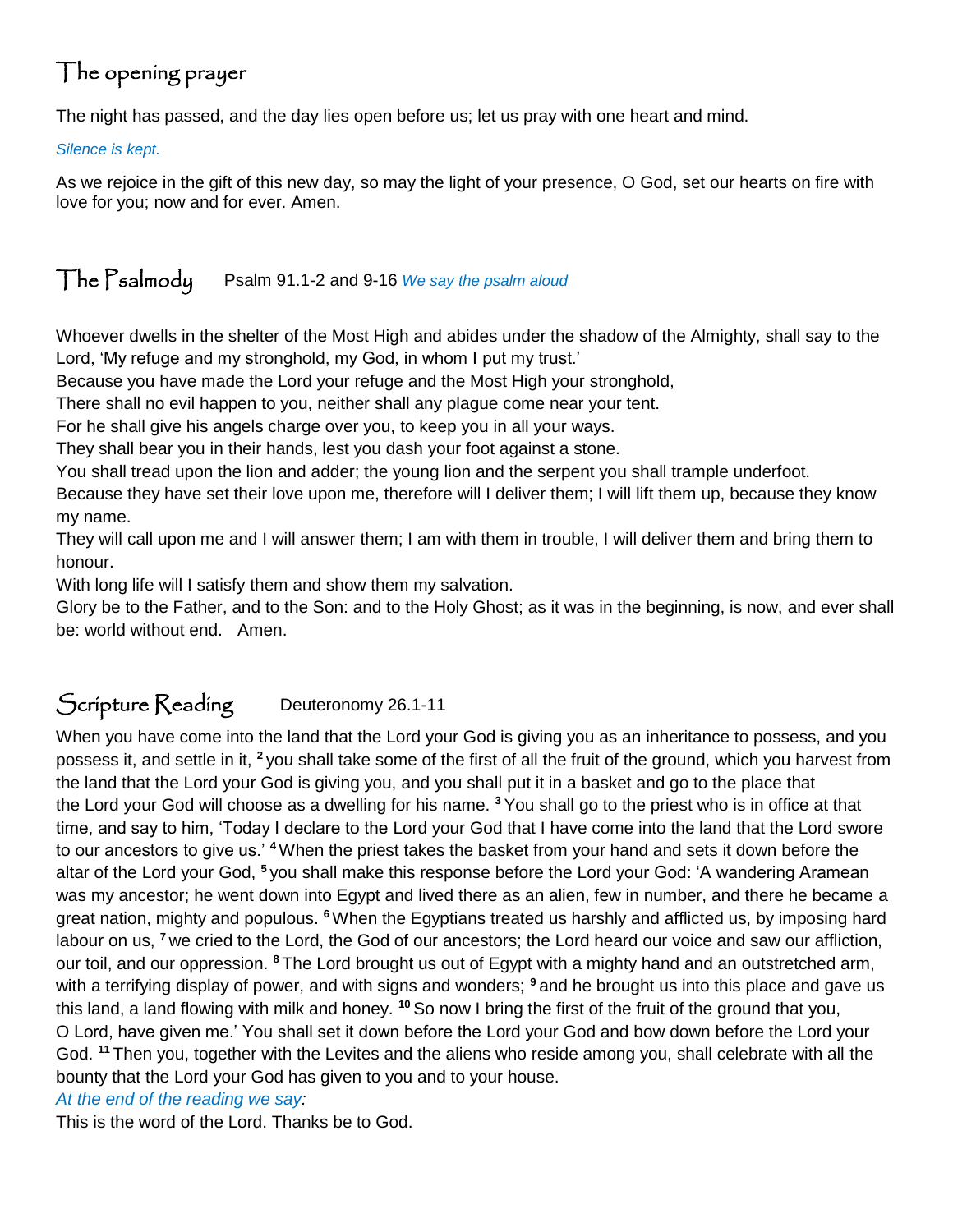## The opening prayer

The night has passed, and the day lies open before us; let us pray with one heart and mind.

*Silence is kept.*

As we rejoice in the gift of this new day, so may the light of your presence, O God, set our hearts on fire with love for you; now and for ever. Amen.

## The Psalmody Psalm 91.1-2 and 9-16 *We say the psalm aloud*

Whoever dwells in the shelter of the Most High and abides under the shadow of the Almighty, shall say to the Lord, 'My refuge and my stronghold, my God, in whom I put my trust.'
Because you have made the Lord your refuge and the Most High your stronghold,
There shall no evil happen to you, neither shall any plague come near your tent.
For he shall give his angels charge over you, to keep you in all your ways.
They shall bear you in their hands, lest you dash your foot against a stone.
You shall tread upon the lion and adder; the young lion and the serpent you shall trample underfoot.
Because they have set their love upon me, therefore will I deliver them; I will lift them up, because they know my name.
They will call upon me and I will answer them; I am with them in trouble, I will deliver them and bring them to honour.
With long life will I satisfy them and show them my salvation.
Glory be to the Father, and to the Son: and to the Holy Ghost; as it was in the beginning, is now, and ever shall be: world without end. Amen.

## Scripture Reading Deuteronomy 26.1-11

When you have come into the land that the Lord your God is giving you as an inheritance to possess, and you possess it, and settle in it, [2] you shall take some of the first of all the fruit of the ground, which you harvest from the land that the Lord your God is giving you, and you shall put it in a basket and go to the place that the Lord your God will choose as a dwelling for his name. [3] You shall go to the priest who is in office at that time, and say to him, 'Today I declare to the Lord your God that I have come into the land that the Lord swore to our ancestors to give us.' [4] When the priest takes the basket from your hand and sets it down before the altar of the Lord your God, [5] you shall make this response before the Lord your God: 'A wandering Aramean was my ancestor; he went down into Egypt and lived there as an alien, few in number, and there he became a great nation, mighty and populous. [6] When the Egyptians treated us harshly and afflicted us, by imposing hard labour on us, [7] we cried to the Lord, the God of our ancestors; the Lord heard our voice and saw our affliction, our toil, and our oppression. [8] The Lord brought us out of Egypt with a mighty hand and an outstretched arm, with a terrifying display of power, and with signs and wonders; [9] and he brought us into this place and gave us this land, a land flowing with milk and honey. [10] So now I bring the first of the fruit of the ground that you, O Lord, have given me.' You shall set it down before the Lord your God and bow down before the Lord your God. [11] Then you, together with the Levites and the aliens who reside among you, shall celebrate with all the bounty that the Lord your God has given to you and to your house.

*At the end of the reading we say:*

This is the word of the Lord. Thanks be to God.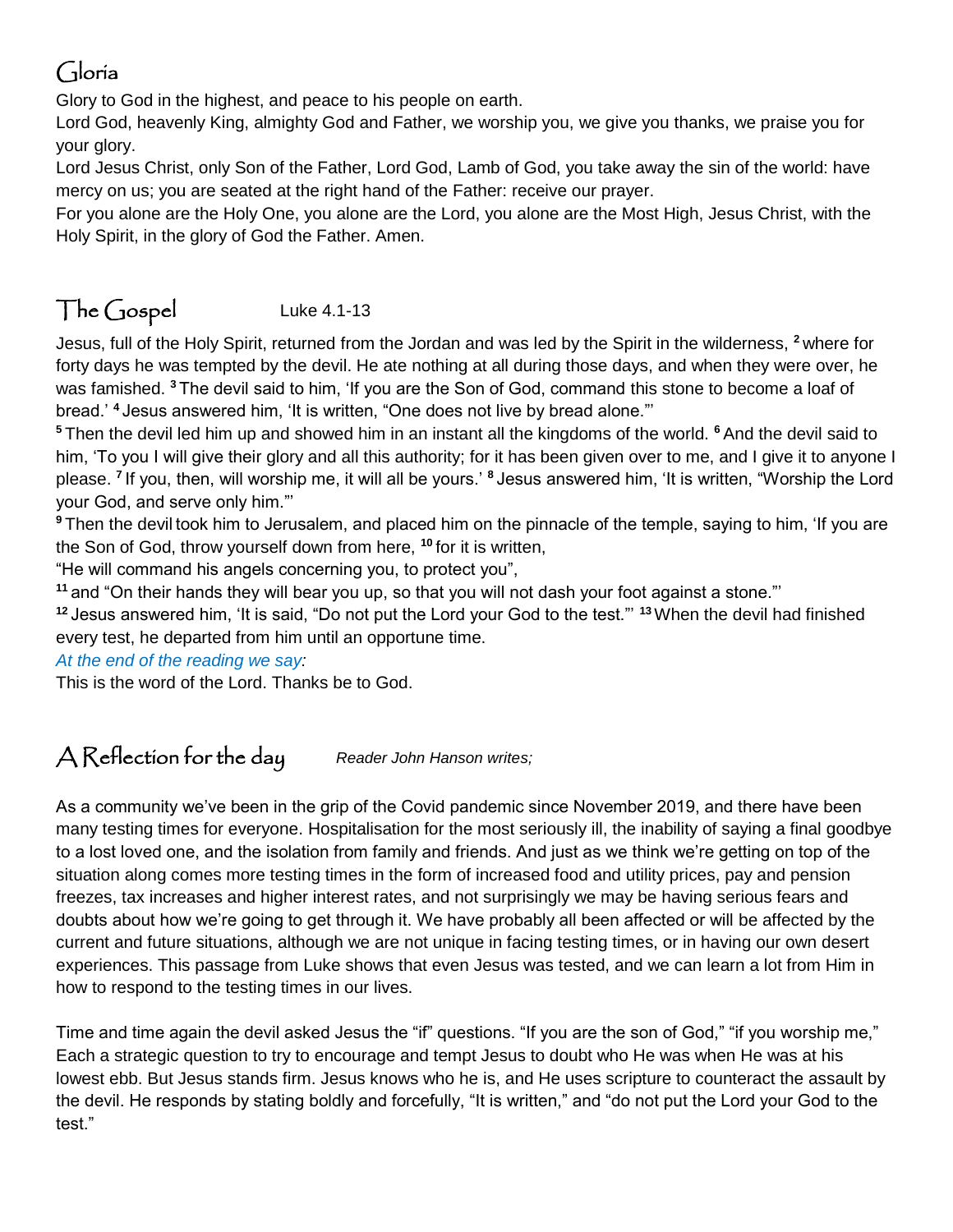## Gloria

Glory to God in the highest, and peace to his people on earth.

Lord God, heavenly King, almighty God and Father, we worship you, we give you thanks, we praise you for your glory.

Lord Jesus Christ, only Son of the Father, Lord God, Lamb of God, you take away the sin of the world: have mercy on us; you are seated at the right hand of the Father: receive our prayer.

For you alone are the Holy One, you alone are the Lord, you alone are the Most High, Jesus Christ, with the Holy Spirit, in the glory of God the Father. Amen.

## The Gospel Luke 4.1-13

Jesus, full of the Holy Spirit, returned from the Jordan and was led by the Spirit in the wilderness, [2] where for forty days he was tempted by the devil. He ate nothing at all during those days, and when they were over, he was famished. [3] The devil said to him, 'If you are the Son of God, command this stone to become a loaf of bread.' [4] Jesus answered him, 'It is written, "One does not live by bread alone."'

[5] Then the devil led him up and showed him in an instant all the kingdoms of the world. [6] And the devil said to him, 'To you I will give their glory and all this authority; for it has been given over to me, and I give it to anyone I please. [7] If you, then, will worship me, it will all be yours.' [8] Jesus answered him, 'It is written, "Worship the Lord your God, and serve only him."'

[9] Then the devil took him to Jerusalem, and placed him on the pinnacle of the temple, saying to him, 'If you are the Son of God, throw yourself down from here, [10] for it is written,

"He will command his angels concerning you, to protect you",

[11] and "On their hands they will bear you up, so that you will not dash your foot against a stone."'

[12] Jesus answered him, 'It is said, "Do not put the Lord your God to the test."' [13] When the devil had finished every test, he departed from him until an opportune time.

*At the end of the reading we say:*

This is the word of the Lord. Thanks be to God.

## A Reflection for the day *Reader John Hanson writes;*

As a community we've been in the grip of the Covid pandemic since November 2019, and there have been many testing times for everyone. Hospitalisation for the most seriously ill, the inability of saying a final goodbye to a lost loved one, and the isolation from family and friends. And just as we think we're getting on top of the situation along comes more testing times in the form of increased food and utility prices, pay and pension freezes, tax increases and higher interest rates, and not surprisingly we may be having serious fears and doubts about how we're going to get through it. We have probably all been affected or will be affected by the current and future situations, although we are not unique in facing testing times, or in having our own desert experiences. This passage from Luke shows that even Jesus was tested, and we can learn a lot from Him in how to respond to the testing times in our lives.

Time and time again the devil asked Jesus the "if" questions. "If you are the son of God," "if you worship me," Each a strategic question to try to encourage and tempt Jesus to doubt who He was when He was at his lowest ebb. But Jesus stands firm. Jesus knows who he is, and He uses scripture to counteract the assault by the devil. He responds by stating boldly and forcefully, "It is written," and "do not put the Lord your God to the test."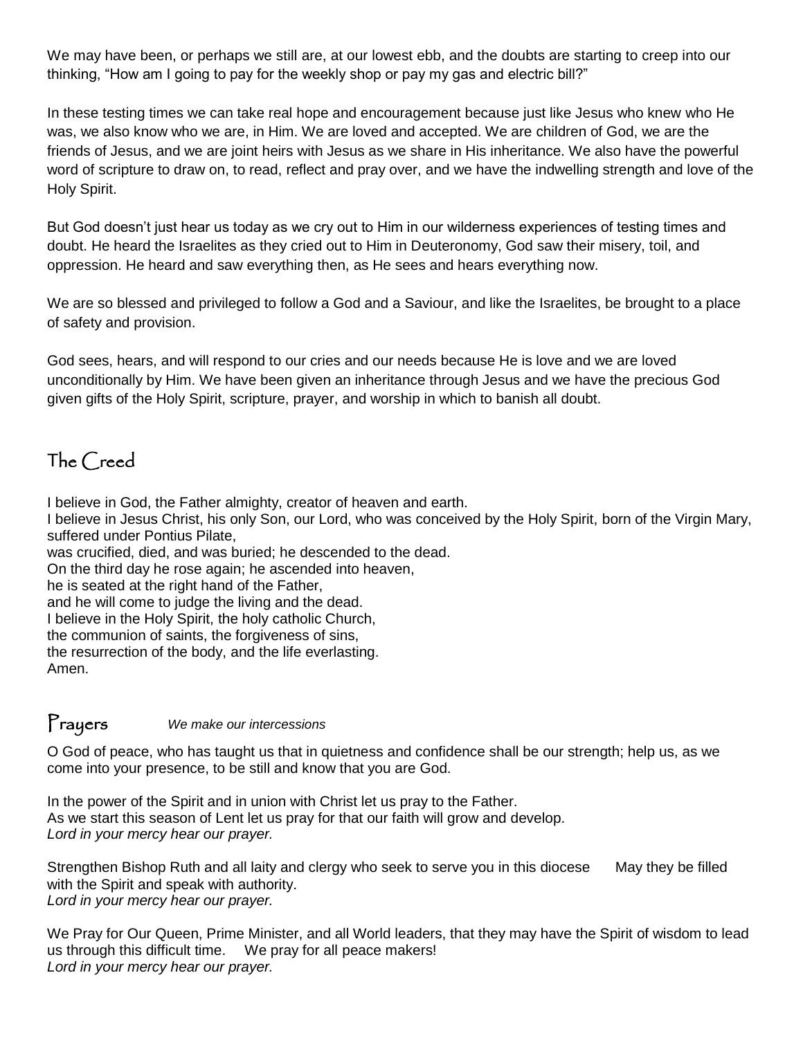We may have been, or perhaps we still are, at our lowest ebb, and the doubts are starting to creep into our thinking, “How am I going to pay for the weekly shop or pay my gas and electric bill?”

In these testing times we can take real hope and encouragement because just like Jesus who knew who He was, we also know who we are, in Him. We are loved and accepted. We are children of God, we are the friends of Jesus, and we are joint heirs with Jesus as we share in His inheritance. We also have the powerful word of scripture to draw on, to read, reflect and pray over, and we have the indwelling strength and love of the Holy Spirit.

But God doesn’t just hear us today as we cry out to Him in our wilderness experiences of testing times and doubt. He heard the Israelites as they cried out to Him in Deuteronomy, God saw their misery, toil, and oppression. He heard and saw everything then, as He sees and hears everything now.

We are so blessed and privileged to follow a God and a Saviour, and like the Israelites, be brought to a place of safety and provision.

God sees, hears, and will respond to our cries and our needs because He is love and we are loved unconditionally by Him. We have been given an inheritance through Jesus and we have the precious God given gifts of the Holy Spirit, scripture, prayer, and worship in which to banish all doubt.

## The Creed

I believe in God, the Father almighty, creator of heaven and earth.
I believe in Jesus Christ, his only Son, our Lord, who was conceived by the Holy Spirit, born of the Virgin Mary, suffered under Pontius Pilate,
was crucified, died, and was buried; he descended to the dead.
On the third day he rose again; he ascended into heaven,
he is seated at the right hand of the Father,
and he will come to judge the living and the dead.
I believe in the Holy Spirit, the holy catholic Church,
the communion of saints, the forgiveness of sins,
the resurrection of the body, and the life everlasting.
Amen.

## Prayers *We make our intercessions*

O God of peace, who has taught us that in quietness and confidence shall be our strength; help us, as we come into your presence, to be still and know that you are God.

In the power of the Spirit and in union with Christ let us pray to the Father.
As we start this season of Lent let us pray for that our faith will grow and develop.
*Lord in your mercy hear our prayer.*

Strengthen Bishop Ruth and all laity and clergy who seek to serve you in this diocese May they be filled with the Spirit and speak with authority.
*Lord in your mercy hear our prayer.*

We Pray for Our Queen, Prime Minister, and all World leaders, that they may have the Spirit of wisdom to lead us through this difficult time. We pray for all peace makers!
*Lord in your mercy hear our prayer.*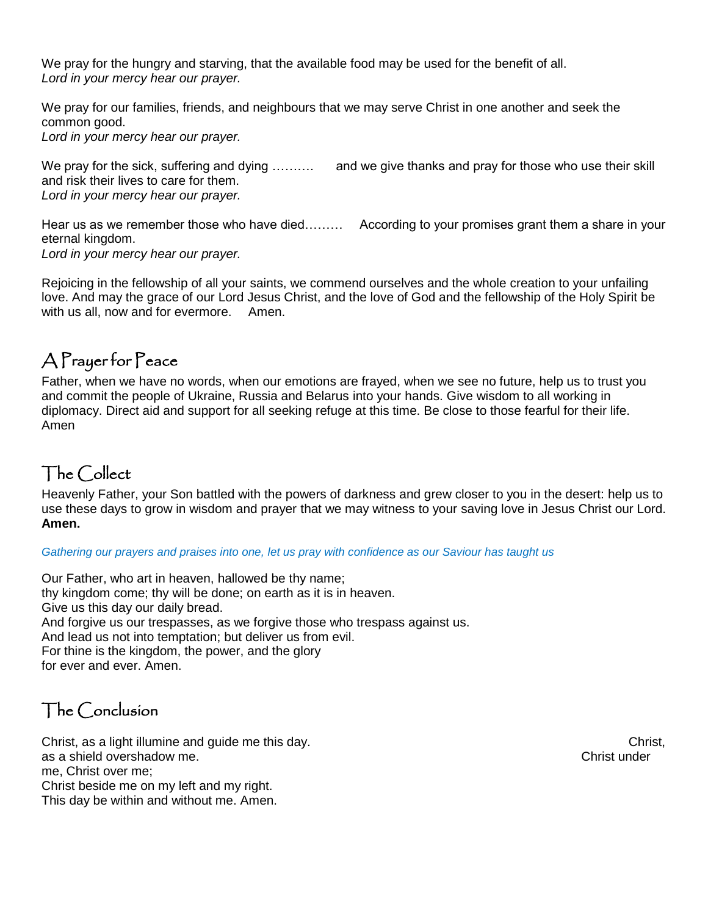We pray for the hungry and starving, that the available food may be used for the benefit of all.
*Lord in your mercy hear our prayer.*

We pray for our families, friends, and neighbours that we may serve Christ in one another and seek the common good.
*Lord in your mercy hear our prayer.*

We pray for the sick, suffering and dying ………. and we give thanks and pray for those who use their skill and risk their lives to care for them.
*Lord in your mercy hear our prayer.*

Hear us as we remember those who have died……… According to your promises grant them a share in your eternal kingdom.
*Lord in your mercy hear our prayer.*

Rejoicing in the fellowship of all your saints, we commend ourselves and the whole creation to your unfailing love. And may the grace of our Lord Jesus Christ, and the love of God and the fellowship of the Holy Spirit be with us all, now and for evermore. Amen.

## A Prayer for Peace

Father, when we have no words, when our emotions are frayed, when we see no future, help us to trust you and commit the people of Ukraine, Russia and Belarus into your hands. Give wisdom to all working in diplomacy. Direct aid and support for all seeking refuge at this time. Be close to those fearful for their life. Amen

## The Collect

Heavenly Father, your Son battled with the powers of darkness and grew closer to you in the desert: help us to use these days to grow in wisdom and prayer that we may witness to your saving love in Jesus Christ our Lord. **Amen.**

*Gathering our prayers and praises into one, let us pray with confidence as our Saviour has taught us*

Our Father, who art in heaven, hallowed be thy name;
thy kingdom come; thy will be done; on earth as it is in heaven.
Give us this day our daily bread.
And forgive us our trespasses, as we forgive those who trespass against us.
And lead us not into temptation; but deliver us from evil.
For thine is the kingdom, the power, and the glory
for ever and ever. Amen.

## The Conclusion

Christ, as a light illumine and guide me this day. Christ, as a shield overshadow me. Christ under me, Christ over me;
Christ beside me on my left and my right.
This day be within and without me. Amen.